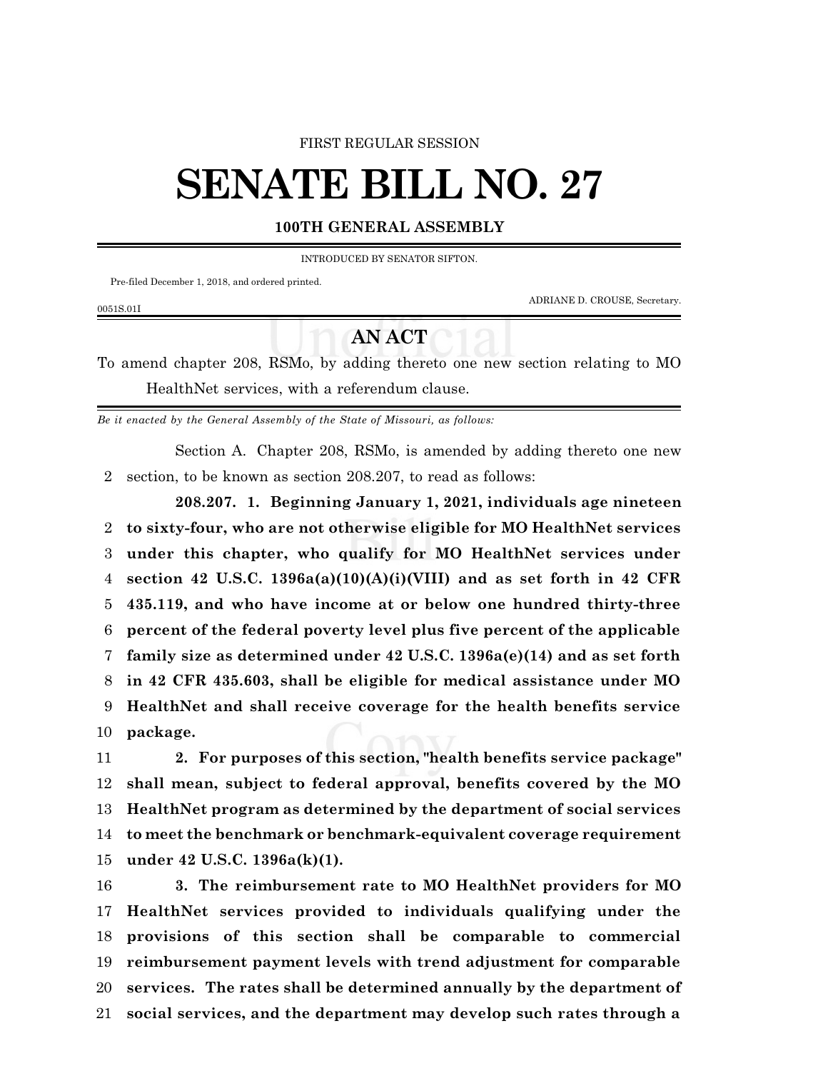FIRST REGULAR SESSION

# SENATE BILL NO. 27

**100TH GENERAL ASSEMBLY**

INTRODUCED BY SENATOR SIFTON.

Pre-filed December 1, 2018, and ordered printed.

ADRIANE D. CROUSE, Secretary.

0051S.01I

## AN ACT

To amend chapter 208, RSMo, by adding thereto one new section relating to MO HealthNet services, with a referendum clause.

*Be it enacted by the General Assembly of the State of Missouri, as follows:*

Section A. Chapter 208, RSMo, is amended by adding thereto one new section, to be known as section 208.207, to read as follows:

**208.207. 1. Beginning January 1, 2021, individuals age nineteen to sixty-four, who are not otherwise eligible for MO HealthNet services under this chapter, who qualify for MO HealthNet services under section 42 U.S.C. 1396a(a)(10)(A)(i)(VIII) and as set forth in 42 CFR 435.119, and who have income at or below one hundred thirty-three percent of the federal poverty level plus five percent of the applicable family size as determined under 42 U.S.C. 1396a(e)(14) and as set forth in 42 CFR 435.603, shall be eligible for medical assistance under MO HealthNet and shall receive coverage for the health benefits service package.**

**2. For purposes of this section, "health benefits service package" shall mean, subject to federal approval, benefits covered by the MO HealthNet program as determined by the department of social services to meet the benchmark or benchmark-equivalent coverage requirement under 42 U.S.C. 1396a(k)(1).**

**3. The reimbursement rate to MO HealthNet providers for MO HealthNet services provided to individuals qualifying under the provisions of this section shall be comparable to commercial reimbursement payment levels with trend adjustment for comparable services. The rates shall be determined annually by the department of social services, and the department may develop such rates through a**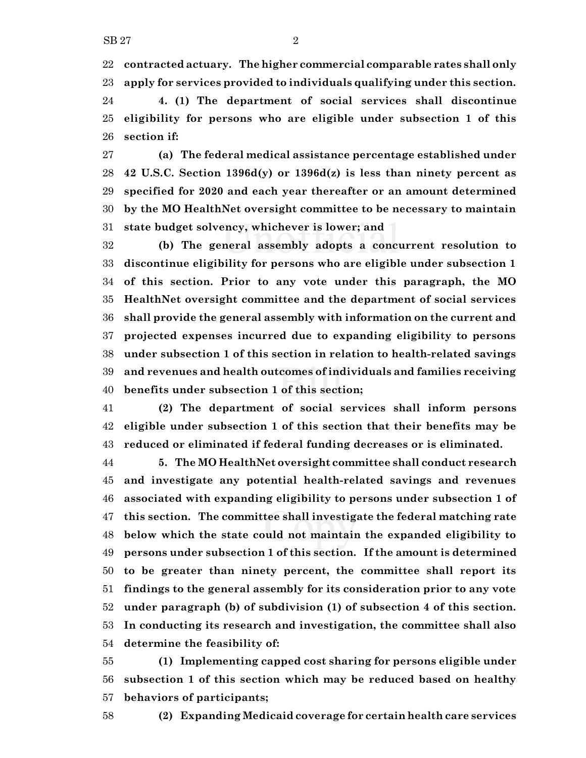**contracted actuary. The higher commercial comparable rates shall only apply for services provided to individuals qualifying under this section.**

**4. (1) The department of social services shall discontinue eligibility for persons who are eligible under subsection 1 of this section if:**

**(a) The federal medical assistance percentage established under 42 U.S.C. Section 1396d(y) or 1396d(z) is less than ninety percent as specified for 2020 and each year thereafter or an amount determined by the MO HealthNet oversight committee to be necessary to maintain state budget solvency, whichever is lower; and**

**(b) The general assembly adopts a concurrent resolution to discontinue eligibility for persons who are eligible under subsection 1 of this section. Prior to any vote under this paragraph, the MO HealthNet oversight committee and the department of social services shall provide the general assembly with information on the current and projected expenses incurred due to expanding eligibility to persons under subsection 1 of this section in relation to health-related savings and revenues and health outcomes of individuals and families receiving benefits under subsection 1 of this section;**

**(2) The department of social services shall inform persons eligible under subsection 1 of this section that their benefits may be reduced or eliminated if federal funding decreases or is eliminated.**

**5. The MO HealthNet oversight committee shall conduct research and investigate any potential health-related savings and revenues associated with expanding eligibility to persons under subsection 1 of this section. The committee shall investigate the federal matching rate below which the state could not maintain the expanded eligibility to persons under subsection 1 of this section. If the amount is determined to be greater than ninety percent, the committee shall report its findings to the general assembly for its consideration prior to any vote under paragraph (b) of subdivision (1) of subsection 4 of this section. In conducting its research and investigation, the committee shall also determine the feasibility of:**

**(1) Implementing capped cost sharing for persons eligible under subsection 1 of this section which may be reduced based on healthy behaviors of participants;**

**(2) Expanding Medicaid coverage for certain health care services**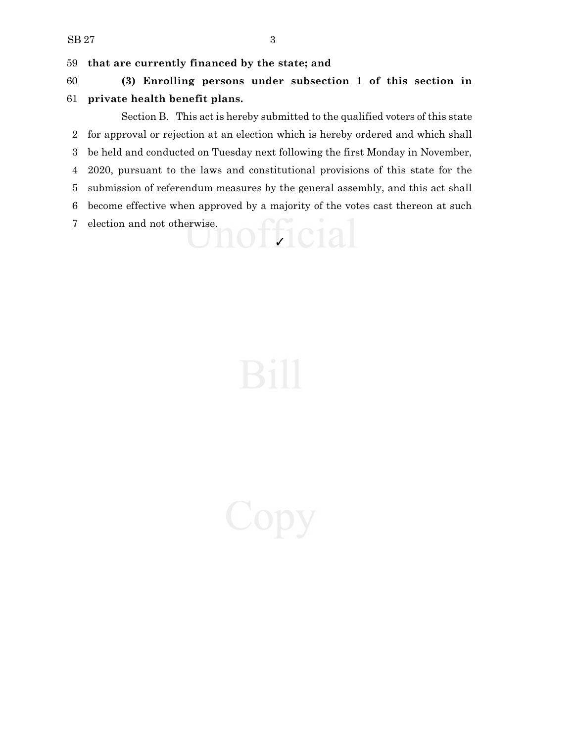59 **that are currently financed by the state; and**

60 **(3) Enrolling persons under subsection 1 of this section in**
61 **private health benefit plans.**

Section B. This act is hereby submitted to the qualified voters of this state
2 for approval or rejection at an election which is hereby ordered and which shall
3 be held and conducted on Tuesday next following the first Monday in November,
4 2020, pursuant to the laws and constitutional provisions of this state for the
5 submission of referendum measures by the general assembly, and this act shall
6 become effective when approved by a majority of the votes cast thereon at such
7 election and not otherwise.

✓